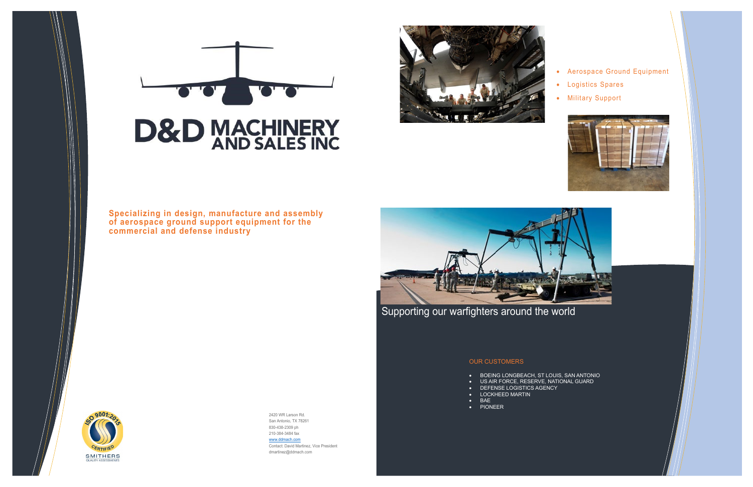# D&D MACHINERY AND SALES INC

**Specializing in design, manufacture and assembly of aerospace ground support equipment for the commercial and defense industry**

2420 WR Larson Rd.
San Antonio, TX 78261
830-438-2309 ph
210-384-3484 fax
www.ddmach.com
Contact: David Martinez, Vice President
dmartinez@ddmach.com

ISO 9001:2015 CERTIFIED
SMITHERS QUALITY ASSESSMENTS

- Aerospace Ground Equipment
- Logistics Spares
- Military Support

Supporting our warfighters around the world

## OUR CUSTOMERS

- BOEING LONGBEACH, ST LOUIS, SAN ANTONIO
- US AIR FORCE, RESERVE, NATIONAL GUARD
- DEFENSE LOGISTICS AGENCY
- LOCKHEED MARTIN
- BAE
- PIONEER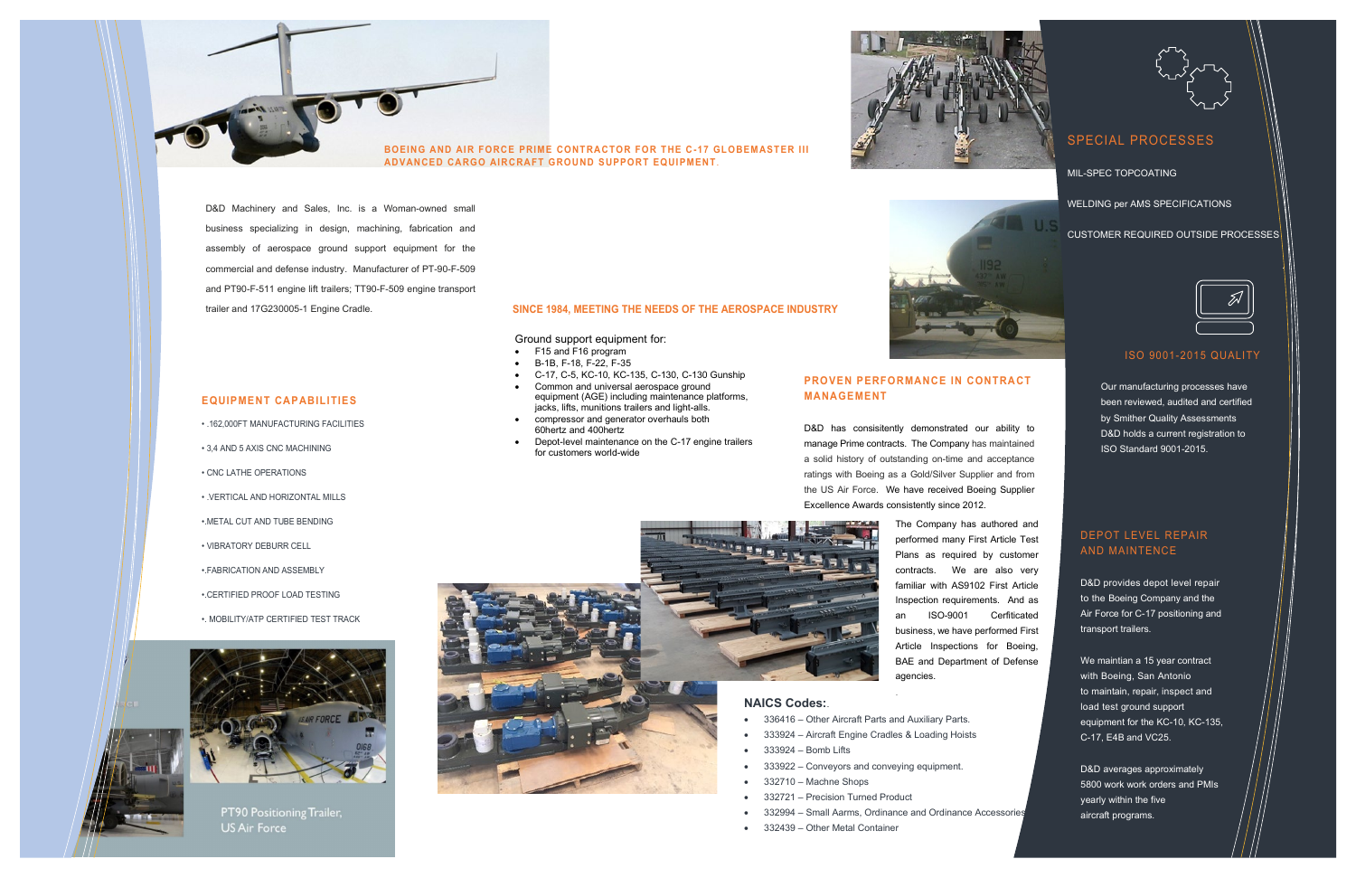**BOEING AND AIR FORCE PRIME CONTRACTOR FOR THE C-17 GLOBEMASTER III ADVANCED CARGO AIRCRAFT GROUND SUPPORT EQUIPMENT.**

D&D Machinery and Sales, Inc. is a Woman-owned small business specializing in design, machining, fabrication and assembly of aerospace ground support equipment for the commercial and defense industry. Manufacturer of PT-90-F-509 and PT90-F-511 engine lift trailers; TT90-F-509 engine transport trailer and 17G230005-1 Engine Cradle.

## EQUIPMENT CAPABILITIES

- .162,000FT MANUFACTURING FACILITIES
- 3,4 AND 5 AXIS CNC MACHINING
- CNC LATHE OPERATIONS
- .VERTICAL AND HORIZONTAL MILLS
- METAL CUT AND TUBE BENDING
- VIBRATORY DEBURR CELL
- FABRICATION AND ASSEMBLY
- CERTIFIED PROOF LOAD TESTING
- . MOBILITY/ATP CERTIFIED TEST TRACK

PT90 Positioning Trailer, US Air Force

## SINCE 1984, MEETING THE NEEDS OF THE AEROSPACE INDUSTRY

Ground support equipment for:

- F15 and F16 program
- B-1B, F-18, F-22, F-35
- C-17, C-5, KC-10, KC-135, C-130, C-130 Gunship
- Common and universal aerospace ground equipment (AGE) including maintenance platforms, jacks, lifts, munitions trailers and light-alls.
- compressor and generator overhauls both 60hertz and 400hertz
- Depot-level maintenance on the C-17 engine trailers for customers world-wide

## PROVEN PERFORMANCE IN CONTRACT MANAGEMENT

D&D has consisitently demonstrated our ability to manage Prime contracts. The Company has maintained a solid history of outstanding on-time and acceptance ratings with Boeing as a Gold/Silver Supplier and from the US Air Force. We have received Boeing Supplier Excellence Awards consistently since 2012.

The Company has authored and performed many First Article Test Plans as required by customer contracts. We are also very familiar with AS9102 First Article Inspection requirements. And as an ISO-9001 Cerftificated business, we have performed First Article Inspections for Boeing, BAE and Department of Defense agencies.

## NAICS Codes:.

- 336416 – Other Aircraft Parts and Auxiliary Parts.
- 333924 – Aircraft Engine Cradles & Loading Hoists
- 333924 – Bomb Lifts
- 333922 – Conveyors and conveying equipment.
- 332710 – Machne Shops
- 332721 – Precision Turned Product
- 332994 – Small Aarms, Ordinance and Ordinance Accessories
- 332439 – Other Metal Container

## SPECIAL PROCESSES

MIL-SPEC TOPCOATING

WELDING per AMS SPECIFICATIONS

CUSTOMER REQUIRED OUTSIDE PROCESSES

## ISO 9001-2015 QUALITY

Our manufacturing processes have been reviewed, audited and certified by Smither Quality Assessments D&D holds a current registration to ISO Standard 9001-2015.

## DEPOT LEVEL REPAIR AND MAINTENCE

D&D provides depot level repair to the Boeing Company and the Air Force for C-17 positioning and transport trailers.

We maintian a 15 year contract with Boeing, San Antonio to maintain, repair, inspect and load test ground support equipment for the KC-10, KC-135, C-17, E4B and VC25.

D&D averages approximately 5800 work work orders and PMIs yearly within the five aircraft programs.